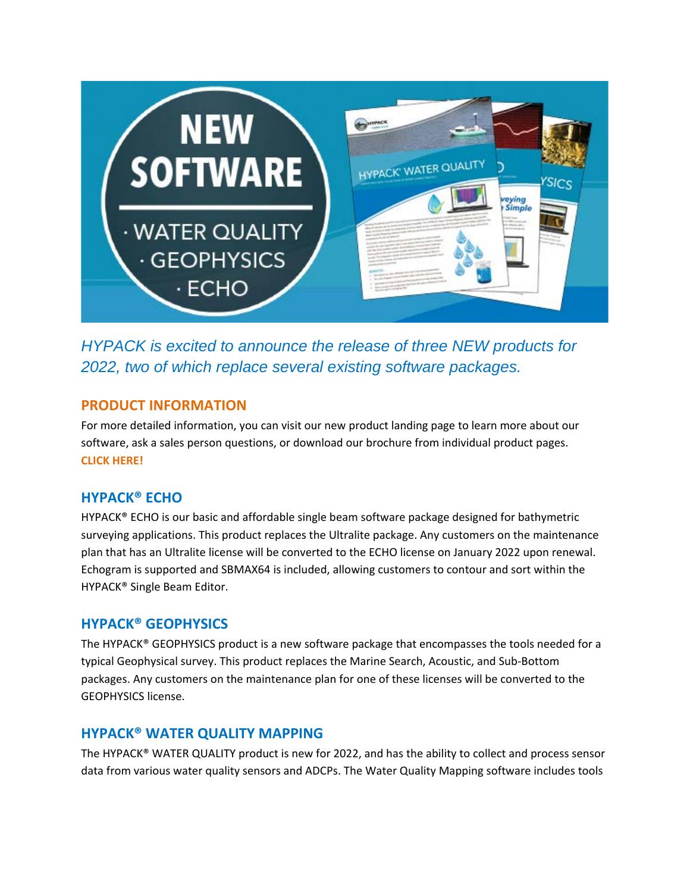*HYPACK is excited to announce the release of three NEW products for 2022, two of which replace several existing software packages.*

## PRODUCT INFORMATION

For more detailed information, you can visit our new product landing page to learn more about our software, ask a sales person questions, or download our brochure from individual product pages. **CLICK HERE!**

## HYPACK® ECHO

HYPACK® ECHO is our basic and affordable single beam software package designed for bathymetric surveying applications. This product replaces the Ultralite package. Any customers on the maintenance plan that has an Ultralite license will be converted to the ECHO license on January 2022 upon renewal. Echogram is supported and SBMAX64 is included, allowing customers to contour and sort within the HYPACK® Single Beam Editor.

## HYPACK® GEOPHYSICS

The HYPACK® GEOPHYSICS product is a new software package that encompasses the tools needed for a typical Geophysical survey. This product replaces the Marine Search, Acoustic, and Sub-Bottom packages. Any customers on the maintenance plan for one of these licenses will be converted to the GEOPHYSICS license.

## HYPACK® WATER QUALITY MAPPING

The HYPACK® WATER QUALITY product is new for 2022, and has the ability to collect and process sensor data from various water quality sensors and ADCPs. The Water Quality Mapping software includes tools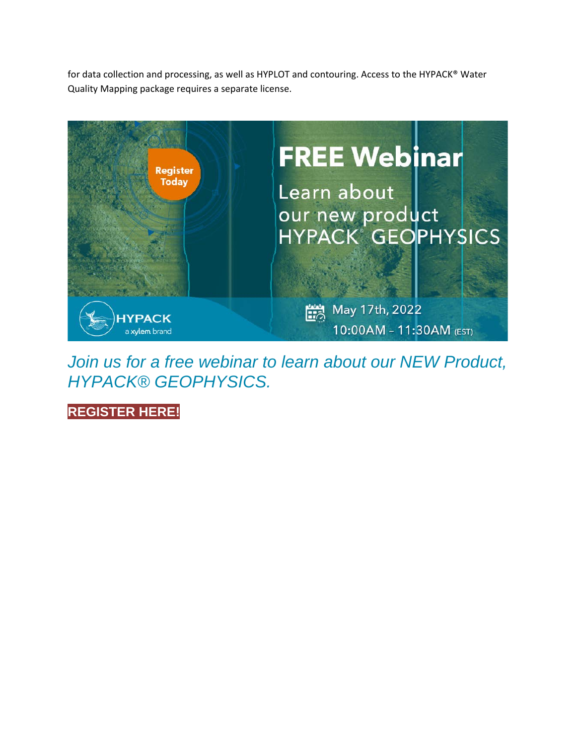for data collection and processing, as well as HYPLOT and contouring. Access to the HYPACK® Water Quality Mapping package requires a separate license.

FREE Webinar

Learn about our new product HYPACK® GEOPHYSICS

Register Today

HYPACK a xylem brand

May 17th, 2022

10:00AM – 11:30AM (EST)

*Join us for a free webinar to learn about our NEW Product, HYPACK® GEOPHYSICS.*

**REGISTER HERE!**